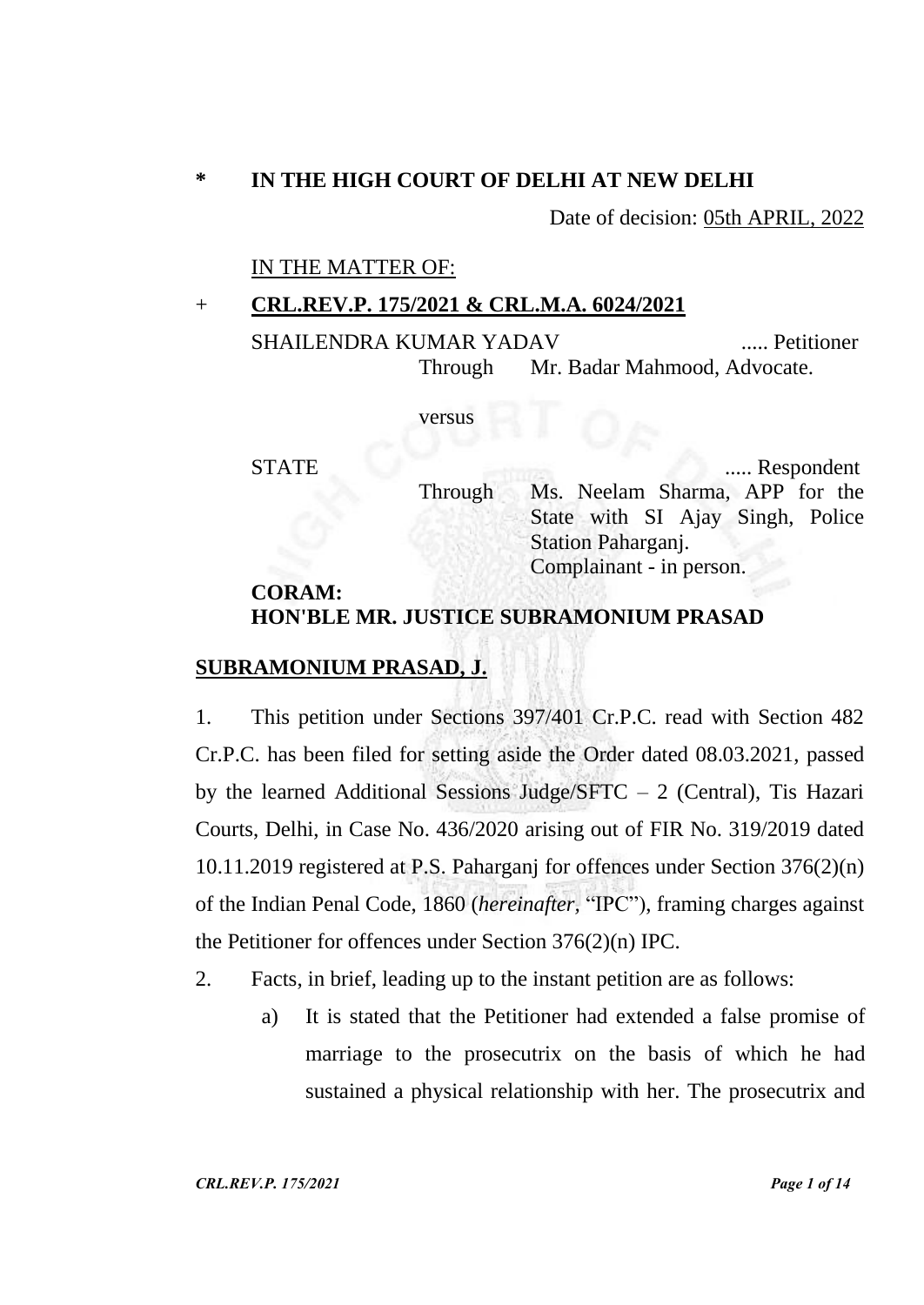\* **IN THE HIGH COURT OF DELHI AT NEW DELHI**

Date of decision: 05th APRIL, 2022

IN THE MATTER OF:

\+ **CRL.REV.P. 175/2021 & CRL.M.A. 6024/2021**

SHAILENDRA KUMAR YADAV ..... Petitioner

Through Mr. Badar Mahmood, Advocate.

versus

STATE ..... Respondent

Through Ms. Neelam Sharma, APP for the State with SI Ajay Singh, Police Station Paharganj.
Complainant - in person.

**CORAM:**
**HON'BLE MR. JUSTICE SUBRAMONIUM PRASAD**

**SUBRAMONIUM PRASAD, J.**

1. This petition under Sections 397/401 Cr.P.C. read with Section 482 Cr.P.C. has been filed for setting aside the Order dated 08.03.2021, passed by the learned Additional Sessions Judge/SFTC – 2 (Central), Tis Hazari Courts, Delhi, in Case No. 436/2020 arising out of FIR No. 319/2019 dated 10.11.2019 registered at P.S. Paharganj for offences under Section 376(2)(n) of the Indian Penal Code, 1860 (*hereinafter*, "IPC"), framing charges against the Petitioner for offences under Section 376(2)(n) IPC.

2. Facts, in brief, leading up to the instant petition are as follows:

   a) It is stated that the Petitioner had extended a false promise of marriage to the prosecutrix on the basis of which he had sustained a physical relationship with her. The prosecutrix and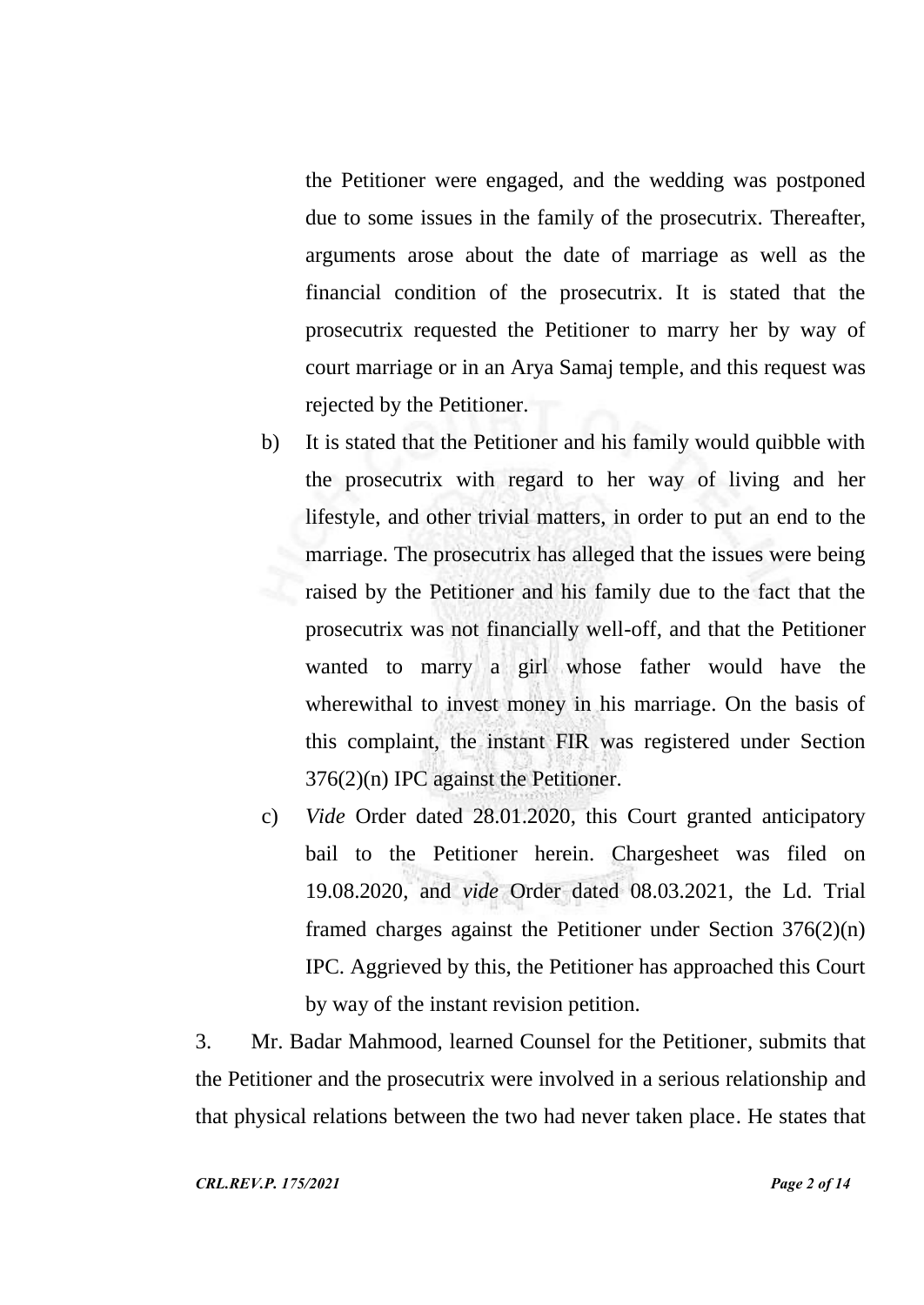the Petitioner were engaged, and the wedding was postponed due to some issues in the family of the prosecutrix. Thereafter, arguments arose about the date of marriage as well as the financial condition of the prosecutrix. It is stated that the prosecutrix requested the Petitioner to marry her by way of court marriage or in an Arya Samaj temple, and this request was rejected by the Petitioner.

b) It is stated that the Petitioner and his family would quibble with the prosecutrix with regard to her way of living and her lifestyle, and other trivial matters, in order to put an end to the marriage. The prosecutrix has alleged that the issues were being raised by the Petitioner and his family due to the fact that the prosecutrix was not financially well-off, and that the Petitioner wanted to marry a girl whose father would have the wherewithal to invest money in his marriage. On the basis of this complaint, the instant FIR was registered under Section 376(2)(n) IPC against the Petitioner.

c) *Vide* Order dated 28.01.2020, this Court granted anticipatory bail to the Petitioner herein. Chargesheet was filed on 19.08.2020, and *vide* Order dated 08.03.2021, the Ld. Trial framed charges against the Petitioner under Section 376(2)(n) IPC. Aggrieved by this, the Petitioner has approached this Court by way of the instant revision petition.

3. Mr. Badar Mahmood, learned Counsel for the Petitioner, submits that the Petitioner and the prosecutrix were involved in a serious relationship and that physical relations between the two had never taken place. He states that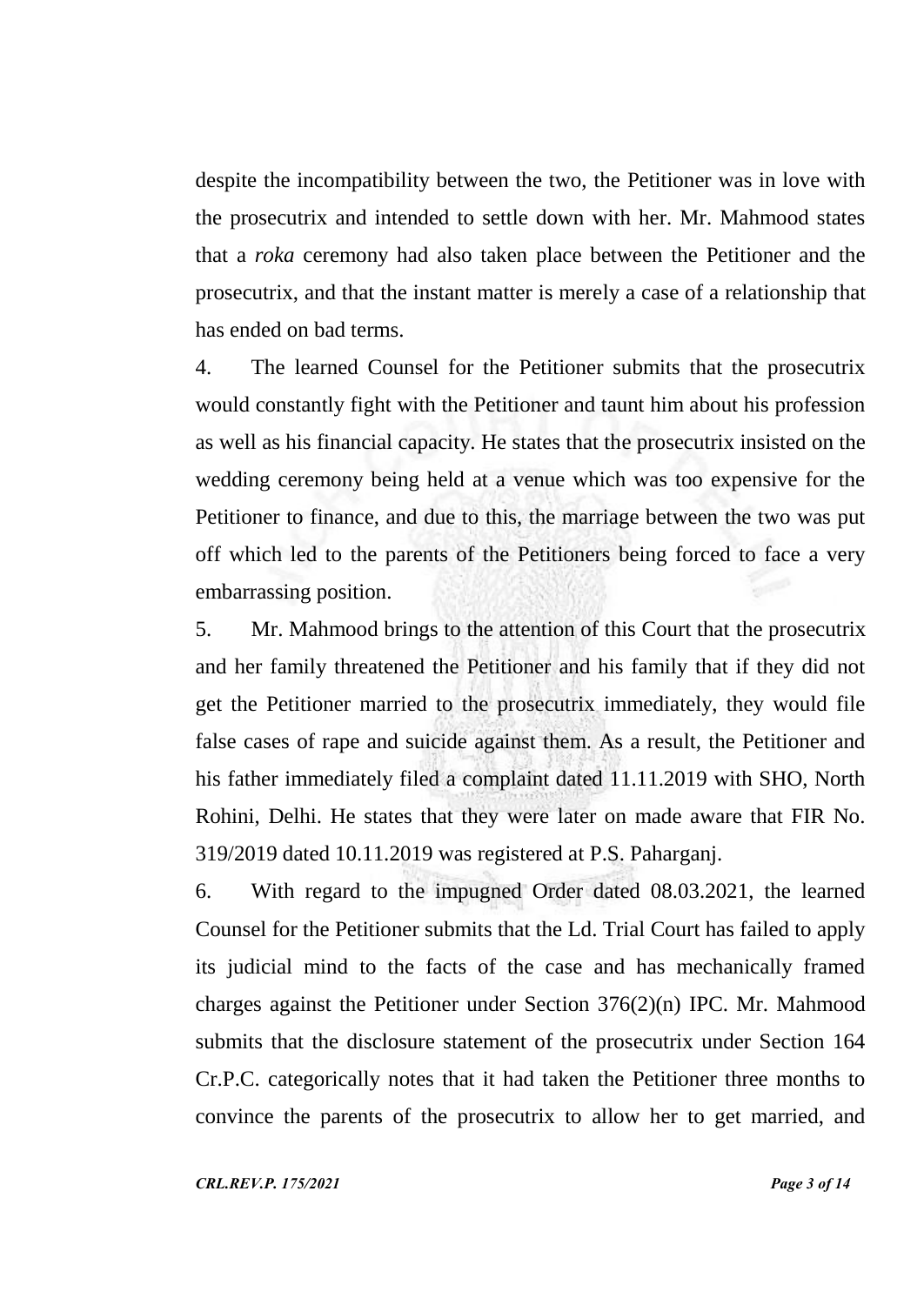despite the incompatibility between the two, the Petitioner was in love with the prosecutrix and intended to settle down with her. Mr. Mahmood states that a *roka* ceremony had also taken place between the Petitioner and the prosecutrix, and that the instant matter is merely a case of a relationship that has ended on bad terms.

4. The learned Counsel for the Petitioner submits that the prosecutrix would constantly fight with the Petitioner and taunt him about his profession as well as his financial capacity. He states that the prosecutrix insisted on the wedding ceremony being held at a venue which was too expensive for the Petitioner to finance, and due to this, the marriage between the two was put off which led to the parents of the Petitioners being forced to face a very embarrassing position.

5. Mr. Mahmood brings to the attention of this Court that the prosecutrix and her family threatened the Petitioner and his family that if they did not get the Petitioner married to the prosecutrix immediately, they would file false cases of rape and suicide against them. As a result, the Petitioner and his father immediately filed a complaint dated 11.11.2019 with SHO, North Rohini, Delhi. He states that they were later on made aware that FIR No. 319/2019 dated 10.11.2019 was registered at P.S. Paharganj.

6. With regard to the impugned Order dated 08.03.2021, the learned Counsel for the Petitioner submits that the Ld. Trial Court has failed to apply its judicial mind to the facts of the case and has mechanically framed charges against the Petitioner under Section 376(2)(n) IPC. Mr. Mahmood submits that the disclosure statement of the prosecutrix under Section 164 Cr.P.C. categorically notes that it had taken the Petitioner three months to convince the parents of the prosecutrix to allow her to get married, and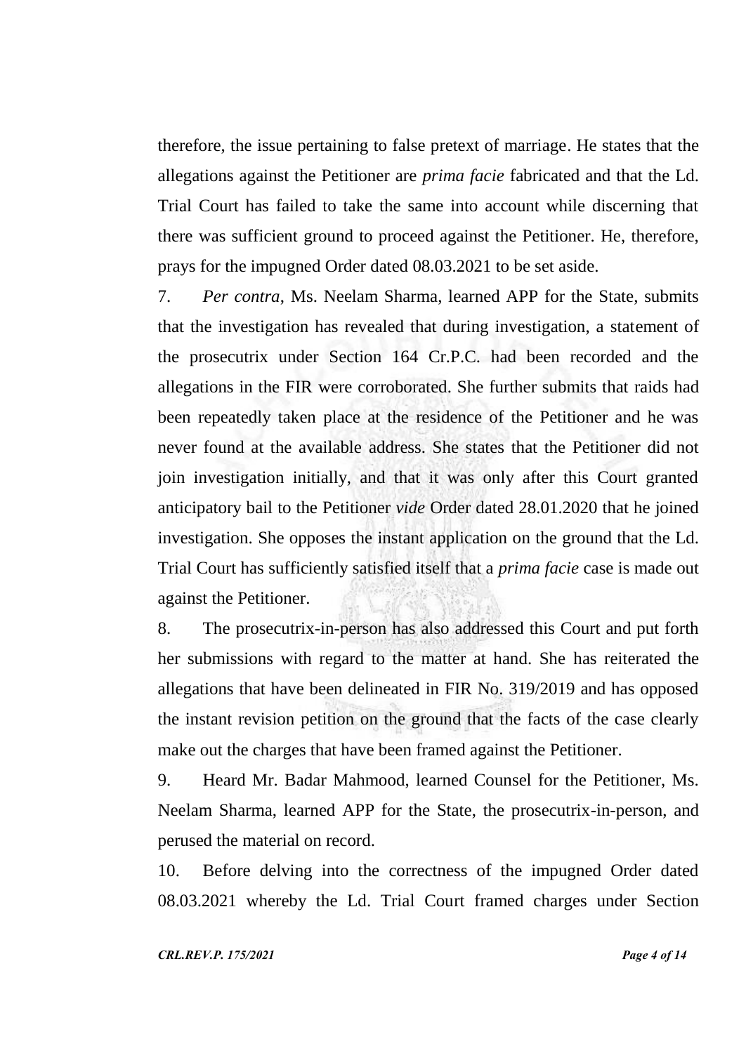therefore, the issue pertaining to false pretext of marriage. He states that the allegations against the Petitioner are *prima facie* fabricated and that the Ld. Trial Court has failed to take the same into account while discerning that there was sufficient ground to proceed against the Petitioner. He, therefore, prays for the impugned Order dated 08.03.2021 to be set aside.

7. *Per contra*, Ms. Neelam Sharma, learned APP for the State, submits that the investigation has revealed that during investigation, a statement of the prosecutrix under Section 164 Cr.P.C. had been recorded and the allegations in the FIR were corroborated. She further submits that raids had been repeatedly taken place at the residence of the Petitioner and he was never found at the available address. She states that the Petitioner did not join investigation initially, and that it was only after this Court granted anticipatory bail to the Petitioner *vide* Order dated 28.01.2020 that he joined investigation. She opposes the instant application on the ground that the Ld. Trial Court has sufficiently satisfied itself that a *prima facie* case is made out against the Petitioner.

8. The prosecutrix-in-person has also addressed this Court and put forth her submissions with regard to the matter at hand. She has reiterated the allegations that have been delineated in FIR No. 319/2019 and has opposed the instant revision petition on the ground that the facts of the case clearly make out the charges that have been framed against the Petitioner.

9. Heard Mr. Badar Mahmood, learned Counsel for the Petitioner, Ms. Neelam Sharma, learned APP for the State, the prosecutrix-in-person, and perused the material on record.

10. Before delving into the correctness of the impugned Order dated 08.03.2021 whereby the Ld. Trial Court framed charges under Section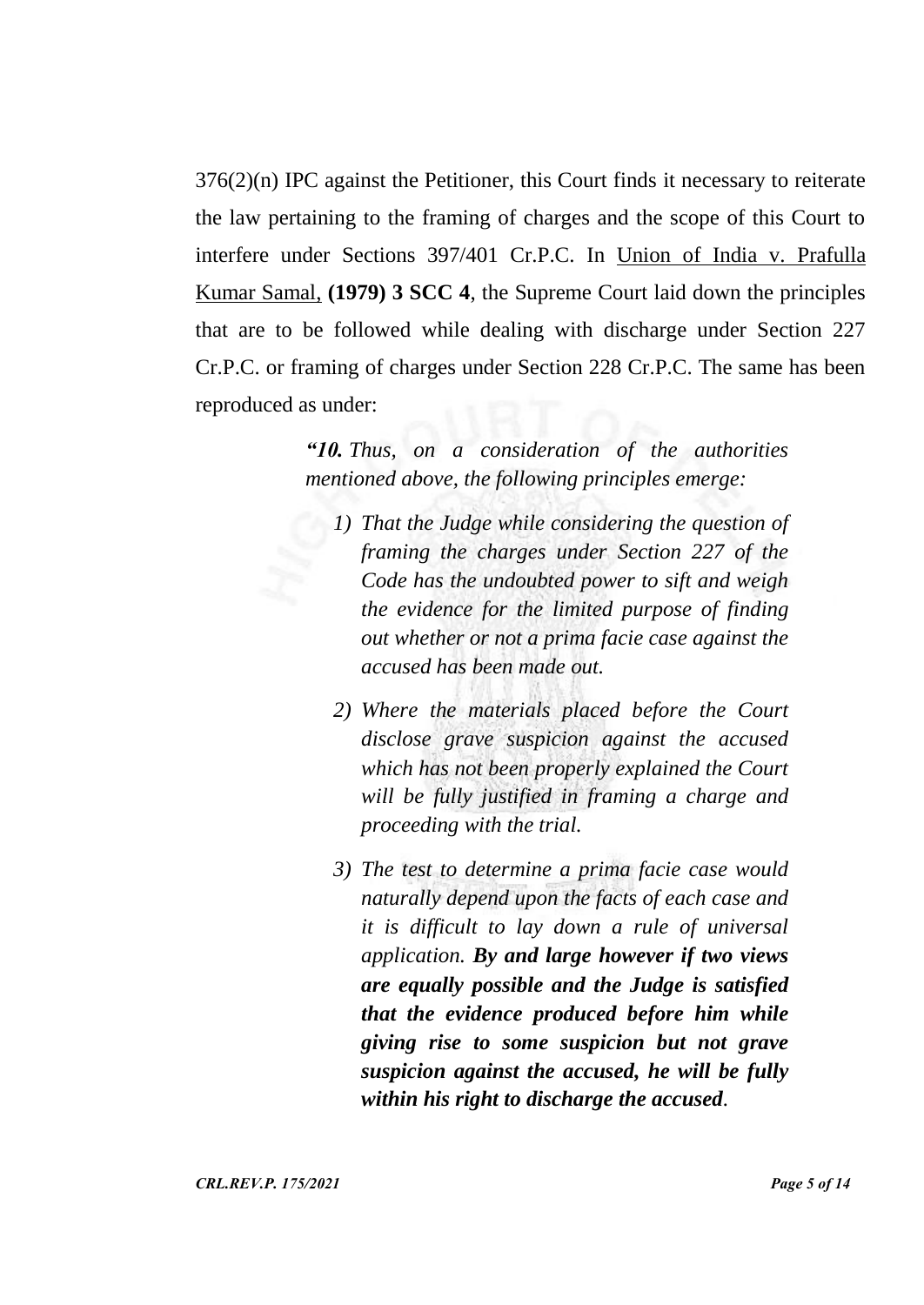376(2)(n) IPC against the Petitioner, this Court finds it necessary to reiterate the law pertaining to the framing of charges and the scope of this Court to interfere under Sections 397/401 Cr.P.C. In Union of India v. Prafulla Kumar Samal, **(1979) 3 SCC 4**, the Supreme Court laid down the principles that are to be followed while dealing with discharge under Section 227 Cr.P.C. or framing of charges under Section 228 Cr.P.C. The same has been reproduced as under:

> ***"10.*** *Thus, on a consideration of the authorities mentioned above, the following principles emerge:*
>
> 1) *That the Judge while considering the question of framing the charges under Section 227 of the Code has the undoubted power to sift and weigh the evidence for the limited purpose of finding out whether or not a prima facie case against the accused has been made out.*
>
> 2) *Where the materials placed before the Court disclose grave suspicion against the accused which has not been properly explained the Court will be fully justified in framing a charge and proceeding with the trial.*
>
> 3) *The test to determine a prima facie case would naturally depend upon the facts of each case and it is difficult to lay down a rule of universal application.* ***By and large however if two views are equally possible and the Judge is satisfied that the evidence produced before him while giving rise to some suspicion but not grave suspicion against the accused, he will be fully within his right to discharge the accused****.*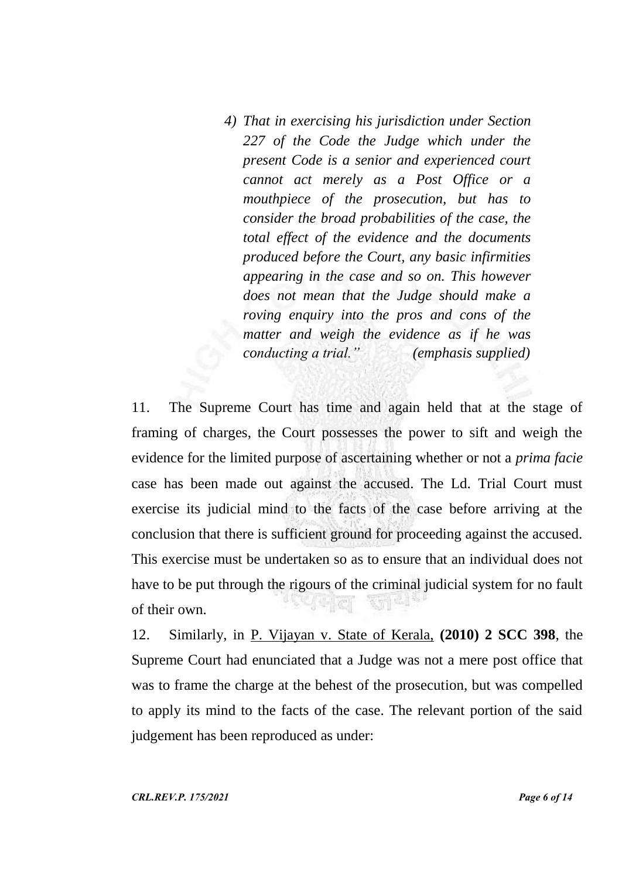> *4) That in exercising his jurisdiction under Section 227 of the Code the Judge which under the present Code is a senior and experienced court cannot act merely as a Post Office or a mouthpiece of the prosecution, but has to consider the broad probabilities of the case, the total effect of the evidence and the documents produced before the Court, any basic infirmities appearing in the case and so on. This however does not mean that the Judge should make a roving enquiry into the pros and cons of the matter and weigh the evidence as if he was conducting a trial.”* *(emphasis supplied)*

11. The Supreme Court has time and again held that at the stage of framing of charges, the Court possesses the power to sift and weigh the evidence for the limited purpose of ascertaining whether or not a *prima facie* case has been made out against the accused. The Ld. Trial Court must exercise its judicial mind to the facts of the case before arriving at the conclusion that there is sufficient ground for proceeding against the accused. This exercise must be undertaken so as to ensure that an individual does not have to be put through the rigours of the criminal judicial system for no fault of their own.

12. Similarly, in P. Vijayan v. State of Kerala, **(2010) 2 SCC 398**, the Supreme Court had enunciated that a Judge was not a mere post office that was to frame the charge at the behest of the prosecution, but was compelled to apply its mind to the facts of the case. The relevant portion of the said judgement has been reproduced as under: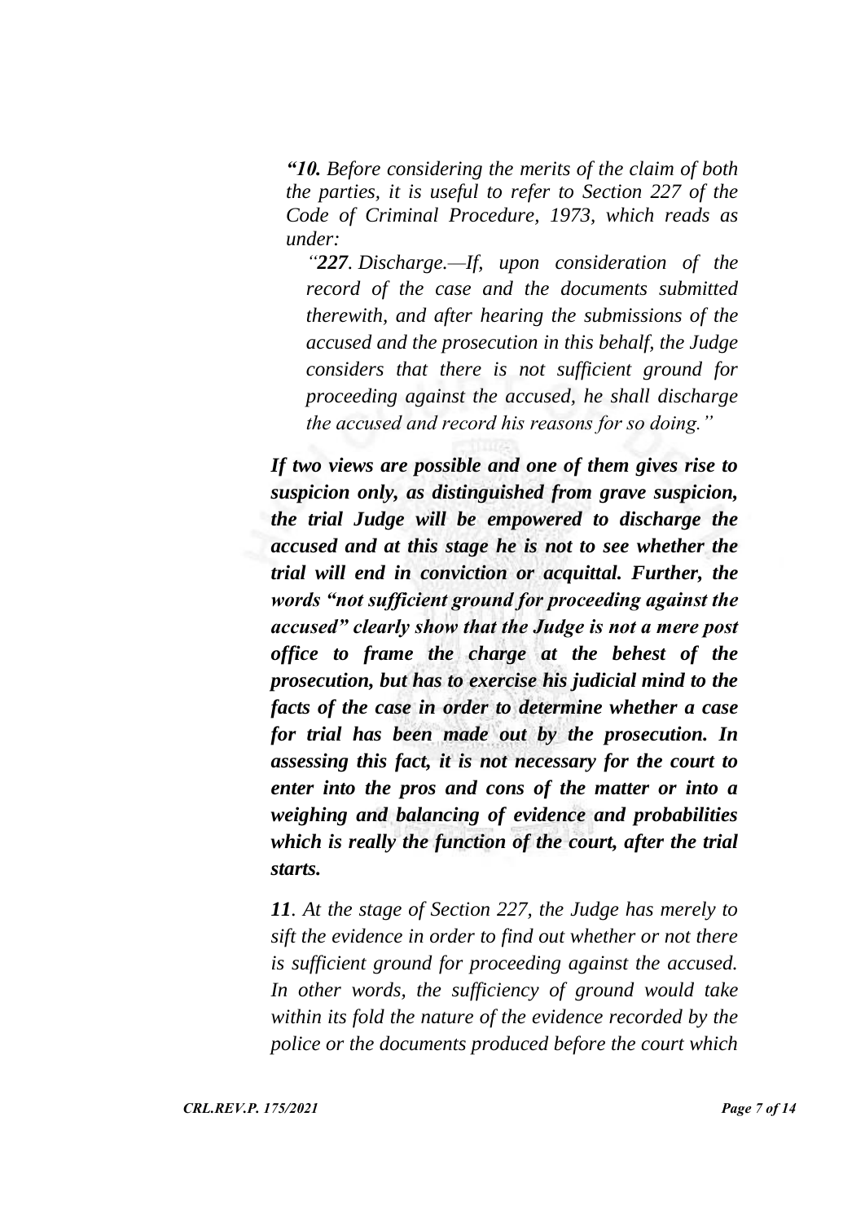*"**10.** Before considering the merits of the claim of both the parties, it is useful to refer to Section 227 of the Code of Criminal Procedure, 1973, which reads as under:*

> *"**227**. Discharge.—If, upon consideration of the record of the case and the documents submitted therewith, and after hearing the submissions of the accused and the prosecution in this behalf, the Judge considers that there is not sufficient ground for proceeding against the accused, he shall discharge the accused and record his reasons for so doing."*

***If two views are possible and one of them gives rise to suspicion only, as distinguished from grave suspicion, the trial Judge will be empowered to discharge the accused and at this stage he is not to see whether the trial will end in conviction or acquittal. Further, the words "not sufficient ground for proceeding against the accused" clearly show that the Judge is not a mere post office to frame the charge at the behest of the prosecution, but has to exercise his judicial mind to the facts of the case in order to determine whether a case for trial has been made out by the prosecution. In assessing this fact, it is not necessary for the court to enter into the pros and cons of the matter or into a weighing and balancing of evidence and probabilities which is really the function of the court, after the trial starts.***

***11**. At the stage of Section 227, the Judge has merely to sift the evidence in order to find out whether or not there is sufficient ground for proceeding against the accused. In other words, the sufficiency of ground would take within its fold the nature of the evidence recorded by the police or the documents produced before the court which*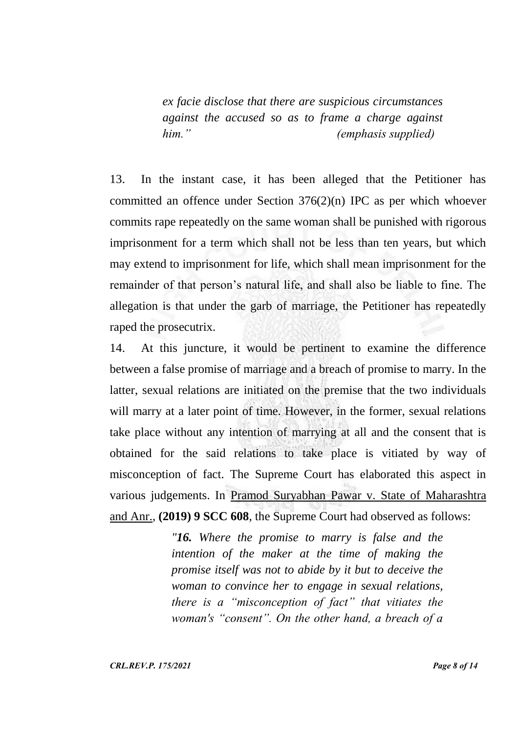*ex facie disclose that there are suspicious circumstances against the accused so as to frame a charge against him."* *(emphasis supplied)*

13. In the instant case, it has been alleged that the Petitioner has committed an offence under Section 376(2)(n) IPC as per which whoever commits rape repeatedly on the same woman shall be punished with rigorous imprisonment for a term which shall not be less than ten years, but which may extend to imprisonment for life, which shall mean imprisonment for the remainder of that person's natural life, and shall also be liable to fine. The allegation is that under the garb of marriage, the Petitioner has repeatedly raped the prosecutrix.

14. At this juncture, it would be pertinent to examine the difference between a false promise of marriage and a breach of promise to marry. In the latter, sexual relations are initiated on the premise that the two individuals will marry at a later point of time. However, in the former, sexual relations take place without any intention of marrying at all and the consent that is obtained for the said relations to take place is vitiated by way of misconception of fact. The Supreme Court has elaborated this aspect in various judgements. In Pramod Suryabhan Pawar v. State of Maharashtra and Anr., **(2019) 9 SCC 608**, the Supreme Court had observed as follows:

> *"**16.** Where the promise to marry is false and the intention of the maker at the time of making the promise itself was not to abide by it but to deceive the woman to convince her to engage in sexual relations, there is a "misconception of fact" that vitiates the woman's "consent". On the other hand, a breach of a*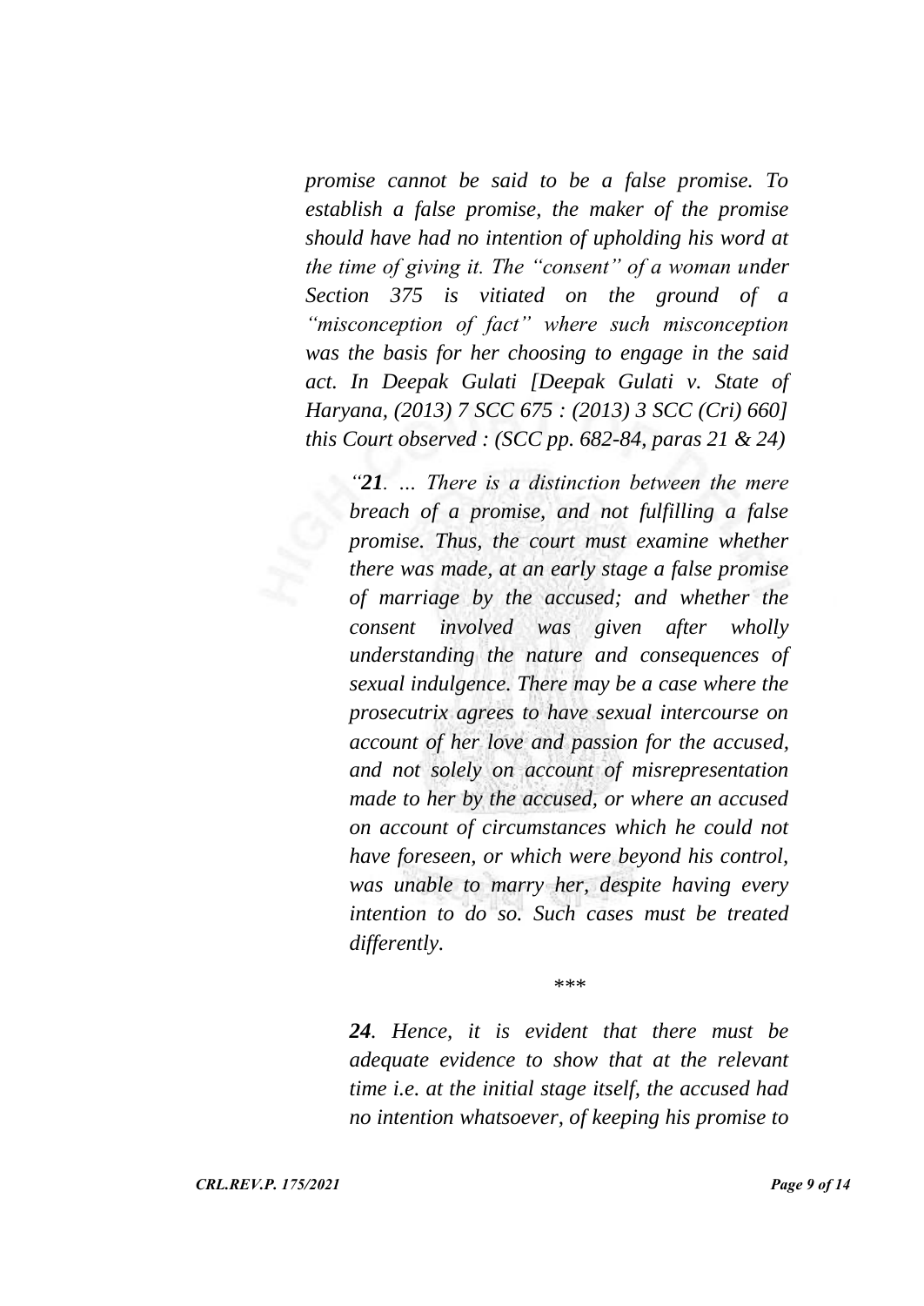*promise cannot be said to be a false promise. To establish a false promise, the maker of the promise should have had no intention of upholding his word at the time of giving it. The "consent" of a woman under Section 375 is vitiated on the ground of a "misconception of fact" where such misconception was the basis for her choosing to engage in the said act. In Deepak Gulati [Deepak Gulati v. State of Haryana, (2013) 7 SCC 675 : (2013) 3 SCC (Cri) 660] this Court observed : (SCC pp. 682-84, paras 21 & 24)*

> *"**21**. … There is a distinction between the mere breach of a promise, and not fulfilling a false promise. Thus, the court must examine whether there was made, at an early stage a false promise of marriage by the accused; and whether the consent involved was given after wholly understanding the nature and consequences of sexual indulgence. There may be a case where the prosecutrix agrees to have sexual intercourse on account of her love and passion for the accused, and not solely on account of misrepresentation made to her by the accused, or where an accused on account of circumstances which he could not have foreseen, or which were beyond his control, was unable to marry her, despite having every intention to do so. Such cases must be treated differently.*
>
> \*\*\*
>
> ***24**. Hence, it is evident that there must be adequate evidence to show that at the relevant time i.e. at the initial stage itself, the accused had no intention whatsoever, of keeping his promise to*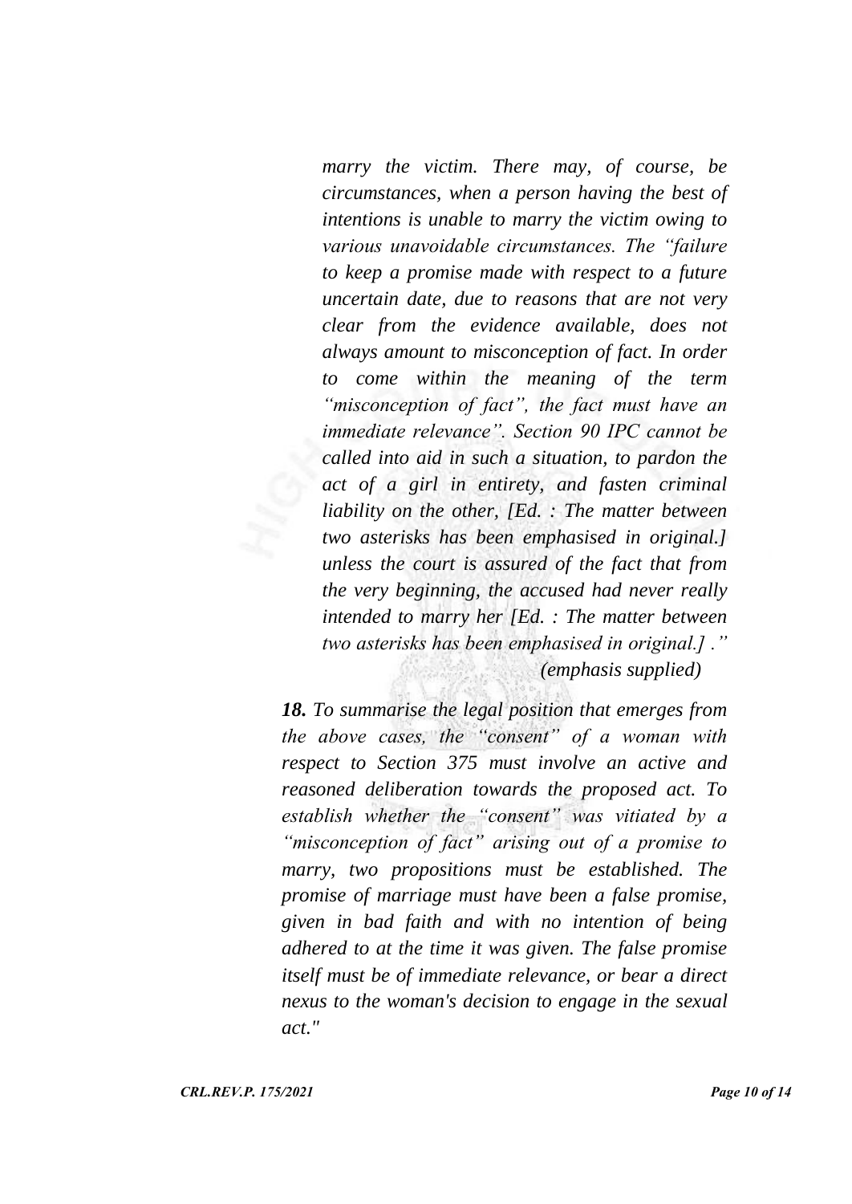*marry the victim. There may, of course, be circumstances, when a person having the best of intentions is unable to marry the victim owing to various unavoidable circumstances. The "failure to keep a promise made with respect to a future uncertain date, due to reasons that are not very clear from the evidence available, does not always amount to misconception of fact. In order to come within the meaning of the term "misconception of fact", the fact must have an immediate relevance". Section 90 IPC cannot be called into aid in such a situation, to pardon the act of a girl in entirety, and fasten criminal liability on the other, [Ed. : The matter between two asterisks has been emphasised in original.] unless the court is assured of the fact that from the very beginning, the accused had never really intended to marry her [Ed. : The matter between two asterisks has been emphasised in original.] ."*

*(emphasis supplied)*

***18.*** *To summarise the legal position that emerges from the above cases, the "consent" of a woman with respect to Section 375 must involve an active and reasoned deliberation towards the proposed act. To establish whether the "consent" was vitiated by a "misconception of fact" arising out of a promise to marry, two propositions must be established. The promise of marriage must have been a false promise, given in bad faith and with no intention of being adhered to at the time it was given. The false promise itself must be of immediate relevance, or bear a direct nexus to the woman's decision to engage in the sexual act."*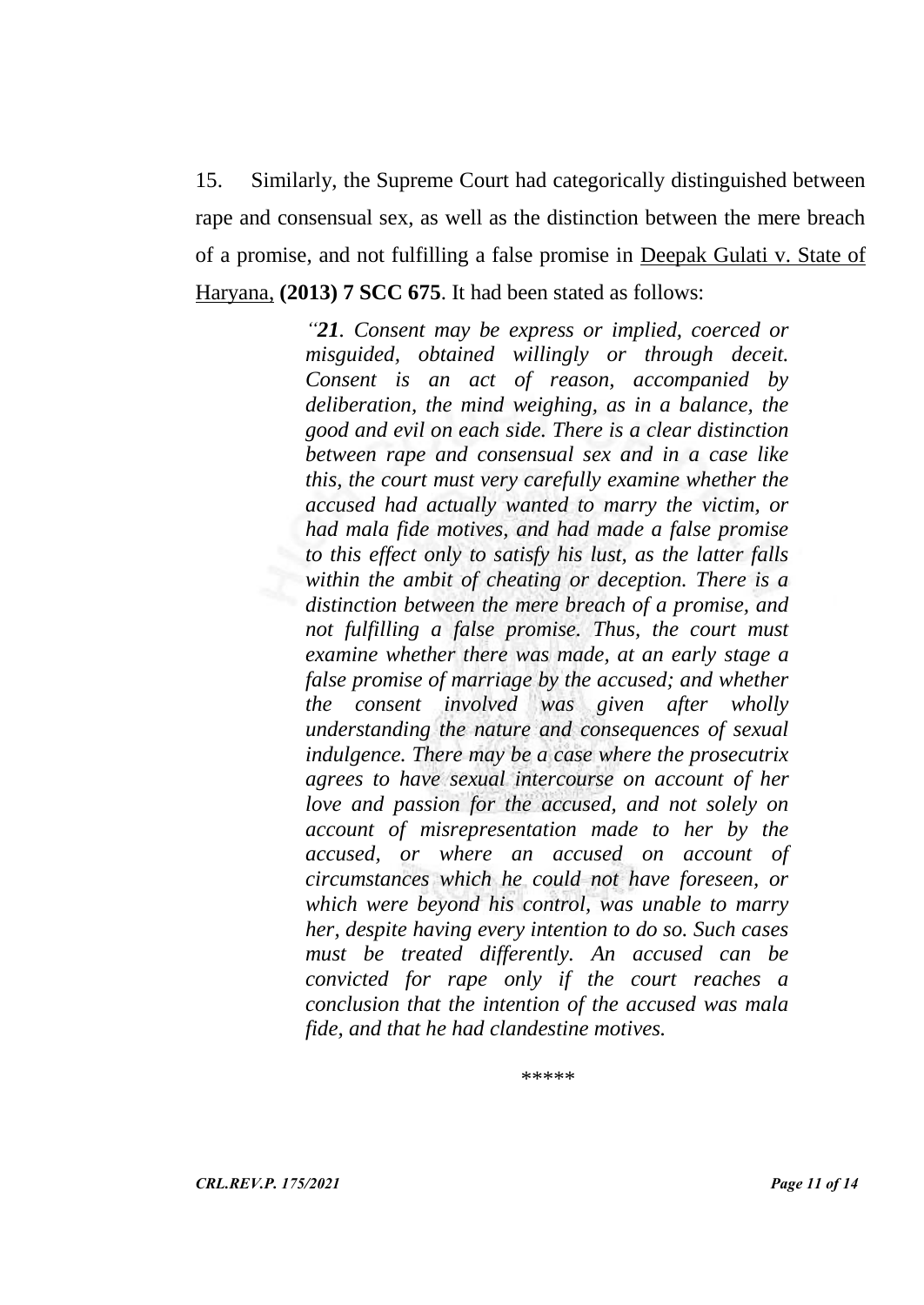15. Similarly, the Supreme Court had categorically distinguished between rape and consensual sex, as well as the distinction between the mere breach of a promise, and not fulfilling a false promise in Deepak Gulati v. State of Haryana, **(2013) 7 SCC 675**. It had been stated as follows:

> *"**21**. Consent may be express or implied, coerced or misguided, obtained willingly or through deceit. Consent is an act of reason, accompanied by deliberation, the mind weighing, as in a balance, the good and evil on each side. There is a clear distinction between rape and consensual sex and in a case like this, the court must very carefully examine whether the accused had actually wanted to marry the victim, or had mala fide motives, and had made a false promise to this effect only to satisfy his lust, as the latter falls within the ambit of cheating or deception. There is a distinction between the mere breach of a promise, and not fulfilling a false promise. Thus, the court must examine whether there was made, at an early stage a false promise of marriage by the accused; and whether the consent involved was given after wholly understanding the nature and consequences of sexual indulgence. There may be a case where the prosecutrix agrees to have sexual intercourse on account of her love and passion for the accused, and not solely on account of misrepresentation made to her by the accused, or where an accused on account of circumstances which he could not have foreseen, or which were beyond his control, was unable to marry her, despite having every intention to do so. Such cases must be treated differently. An accused can be convicted for rape only if the court reaches a conclusion that the intention of the accused was mala fide, and that he had clandestine motives.*

*****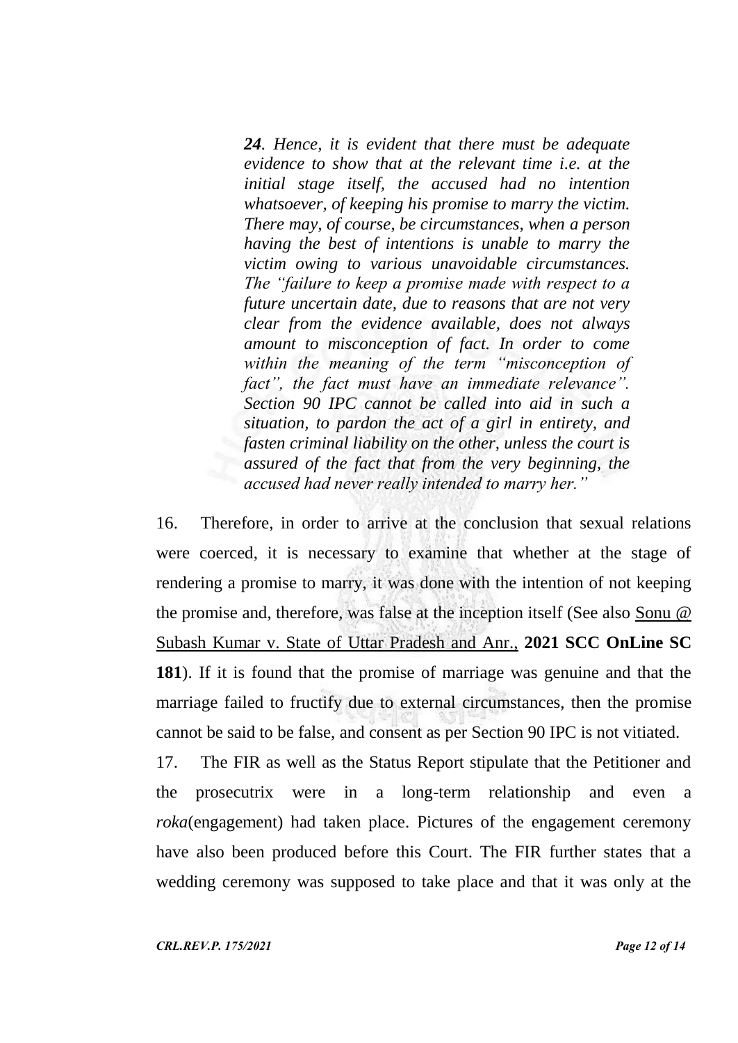> ***24**. Hence, it is evident that there must be adequate evidence to show that at the relevant time i.e. at the initial stage itself, the accused had no intention whatsoever, of keeping his promise to marry the victim. There may, of course, be circumstances, when a person having the best of intentions is unable to marry the victim owing to various unavoidable circumstances. The "failure to keep a promise made with respect to a future uncertain date, due to reasons that are not very clear from the evidence available, does not always amount to misconception of fact. In order to come within the meaning of the term "misconception of fact", the fact must have an immediate relevance". Section 90 IPC cannot be called into aid in such a situation, to pardon the act of a girl in entirety, and fasten criminal liability on the other, unless the court is assured of the fact that from the very beginning, the accused had never really intended to marry her."*

16. Therefore, in order to arrive at the conclusion that sexual relations were coerced, it is necessary to examine that whether at the stage of rendering a promise to marry, it was done with the intention of not keeping the promise and, therefore, was false at the inception itself (See also Sonu @ Subash Kumar v. State of Uttar Pradesh and Anr., **2021 SCC OnLine SC 181**). If it is found that the promise of marriage was genuine and that the marriage failed to fructify due to external circumstances, then the promise cannot be said to be false, and consent as per Section 90 IPC is not vitiated.

17. The FIR as well as the Status Report stipulate that the Petitioner and the prosecutrix were in a long-term relationship and even a *roka*(engagement) had taken place. Pictures of the engagement ceremony have also been produced before this Court. The FIR further states that a wedding ceremony was supposed to take place and that it was only at the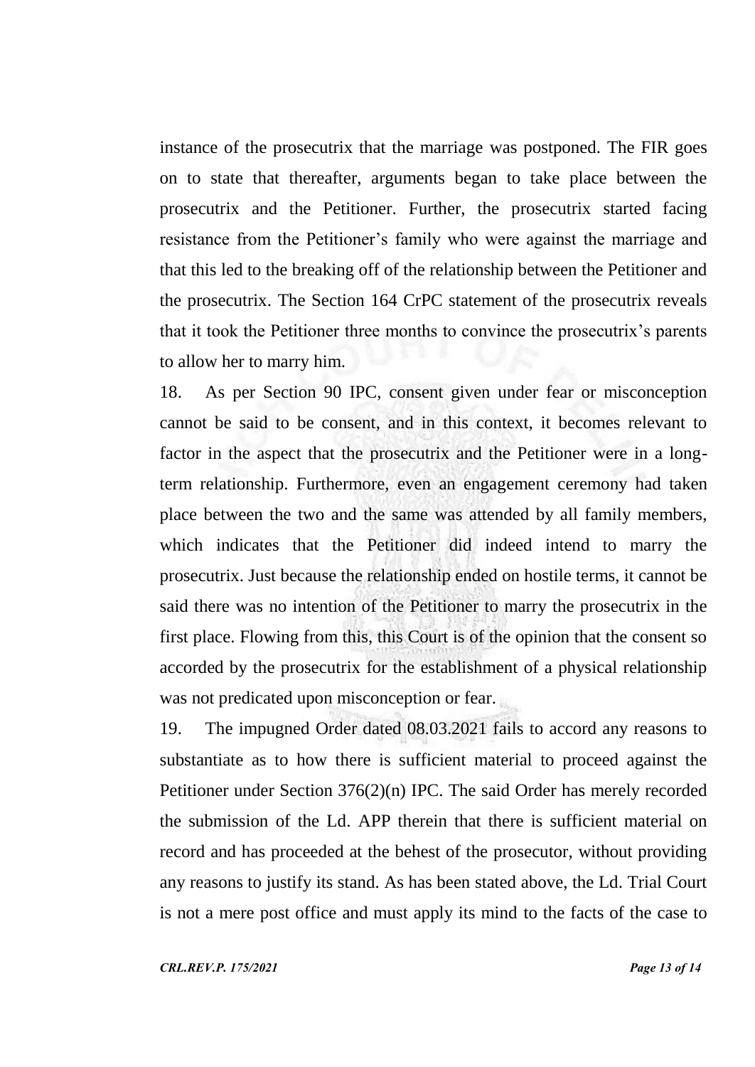instance of the prosecutrix that the marriage was postponed. The FIR goes on to state that thereafter, arguments began to take place between the prosecutrix and the Petitioner. Further, the prosecutrix started facing resistance from the Petitioner's family who were against the marriage and that this led to the breaking off of the relationship between the Petitioner and the prosecutrix. The Section 164 CrPC statement of the prosecutrix reveals that it took the Petitioner three months to convince the prosecutrix's parents to allow her to marry him.

18. As per Section 90 IPC, consent given under fear or misconception cannot be said to be consent, and in this context, it becomes relevant to factor in the aspect that the prosecutrix and the Petitioner were in a long-term relationship. Furthermore, even an engagement ceremony had taken place between the two and the same was attended by all family members, which indicates that the Petitioner did indeed intend to marry the prosecutrix. Just because the relationship ended on hostile terms, it cannot be said there was no intention of the Petitioner to marry the prosecutrix in the first place. Flowing from this, this Court is of the opinion that the consent so accorded by the prosecutrix for the establishment of a physical relationship was not predicated upon misconception or fear.

19. The impugned Order dated 08.03.2021 fails to accord any reasons to substantiate as to how there is sufficient material to proceed against the Petitioner under Section 376(2)(n) IPC. The said Order has merely recorded the submission of the Ld. APP therein that there is sufficient material on record and has proceeded at the behest of the prosecutor, without providing any reasons to justify its stand. As has been stated above, the Ld. Trial Court is not a mere post office and must apply its mind to the facts of the case to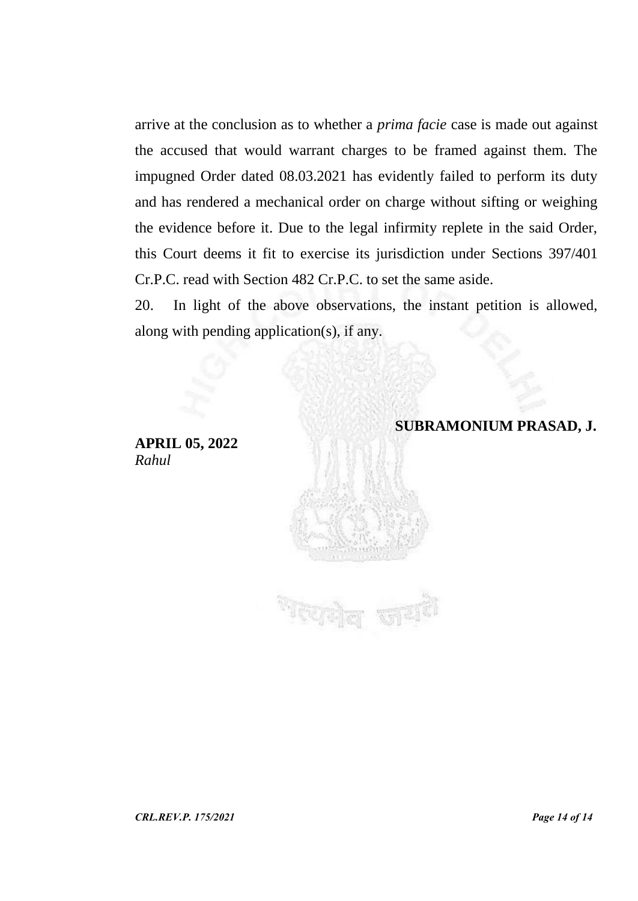arrive at the conclusion as to whether a *prima facie* case is made out against the accused that would warrant charges to be framed against them. The impugned Order dated 08.03.2021 has evidently failed to perform its duty and has rendered a mechanical order on charge without sifting or weighing the evidence before it. Due to the legal infirmity replete in the said Order, this Court deems it fit to exercise its jurisdiction under Sections 397/401 Cr.P.C. read with Section 482 Cr.P.C. to set the same aside.

20. In light of the above observations, the instant petition is allowed, along with pending application(s), if any.

**SUBRAMONIUM PRASAD, J.**

**APRIL 05, 2022**
*Rahul*